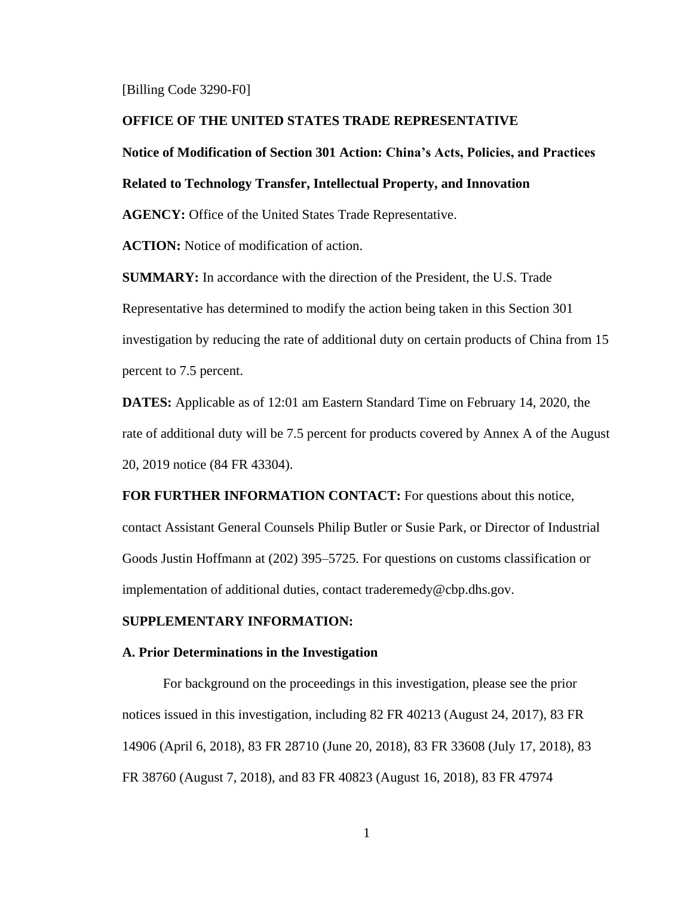[Billing Code 3290-F0]

**OFFICE OF THE UNITED STATES TRADE REPRESENTATIVE**

**Notice of Modification of Section 301 Action: China's Acts, Policies, and Practices Related to Technology Transfer, Intellectual Property, and Innovation**

**AGENCY:** Office of the United States Trade Representative.

**ACTION:** Notice of modification of action.

**SUMMARY:** In accordance with the direction of the President, the U.S. Trade Representative has determined to modify the action being taken in this Section 301 investigation by reducing the rate of additional duty on certain products of China from 15 percent to 7.5 percent.

**DATES:** Applicable as of 12:01 am Eastern Standard Time on February 14, 2020, the rate of additional duty will be 7.5 percent for products covered by Annex A of the August 20, 2019 notice (84 FR 43304).

**FOR FURTHER INFORMATION CONTACT:** For questions about this notice, contact Assistant General Counsels Philip Butler or Susie Park, or Director of Industrial Goods Justin Hoffmann at (202) 395–5725. For questions on customs classification or implementation of additional duties, contact traderemedy@cbp.dhs.gov.

**SUPPLEMENTARY INFORMATION:**

**A. Prior Determinations in the Investigation**

For background on the proceedings in this investigation, please see the prior notices issued in this investigation, including 82 FR 40213 (August 24, 2017), 83 FR 14906 (April 6, 2018), 83 FR 28710 (June 20, 2018), 83 FR 33608 (July 17, 2018), 83 FR 38760 (August 7, 2018), and 83 FR 40823 (August 16, 2018), 83 FR 47974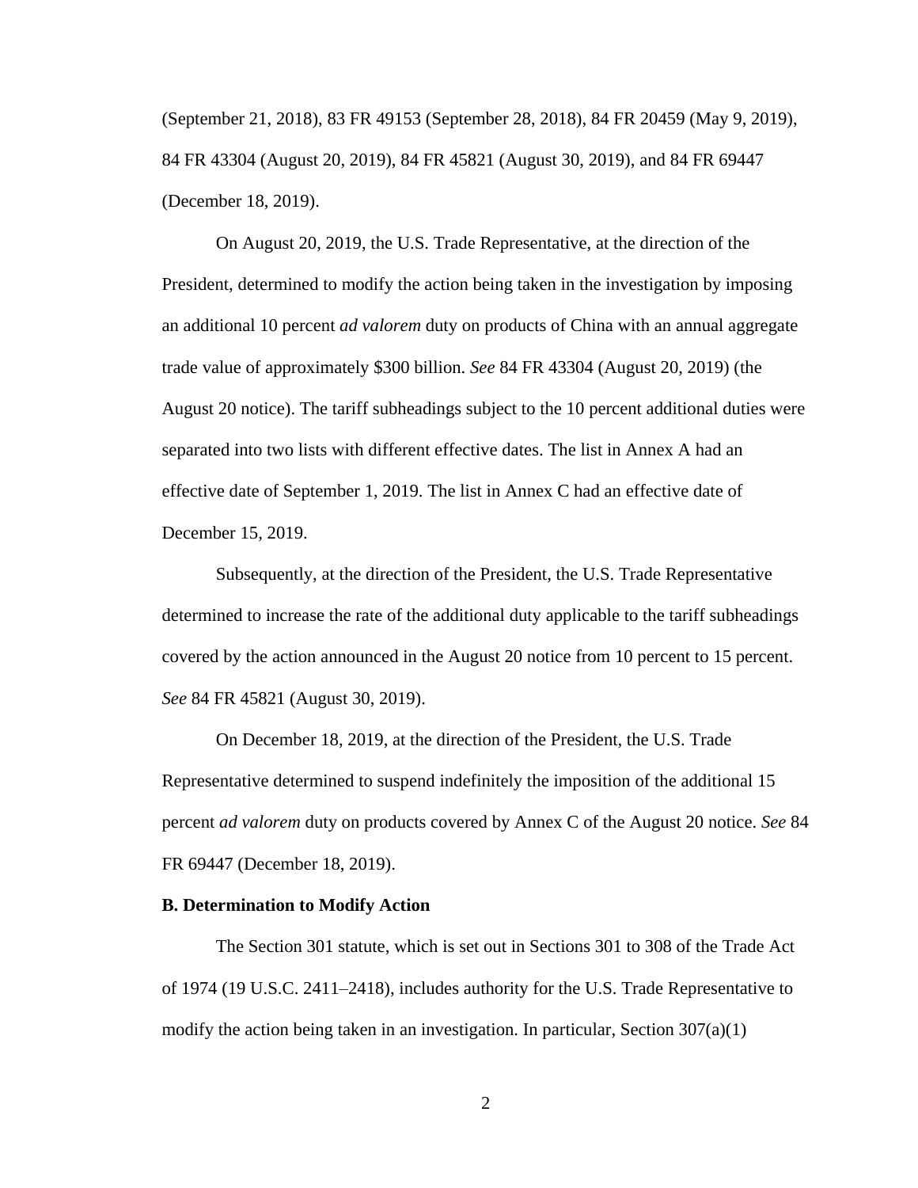(September 21, 2018), 83 FR 49153 (September 28, 2018), 84 FR 20459 (May 9, 2019), 84 FR 43304 (August 20, 2019), 84 FR 45821 (August 30, 2019), and 84 FR 69447 (December 18, 2019).

On August 20, 2019, the U.S. Trade Representative, at the direction of the President, determined to modify the action being taken in the investigation by imposing an additional 10 percent *ad valorem* duty on products of China with an annual aggregate trade value of approximately $300 billion. *See* 84 FR 43304 (August 20, 2019) (the August 20 notice). The tariff subheadings subject to the 10 percent additional duties were separated into two lists with different effective dates. The list in Annex A had an effective date of September 1, 2019. The list in Annex C had an effective date of December 15, 2019.

Subsequently, at the direction of the President, the U.S. Trade Representative determined to increase the rate of the additional duty applicable to the tariff subheadings covered by the action announced in the August 20 notice from 10 percent to 15 percent. *See* 84 FR 45821 (August 30, 2019).

On December 18, 2019, at the direction of the President, the U.S. Trade Representative determined to suspend indefinitely the imposition of the additional 15 percent *ad valorem* duty on products covered by Annex C of the August 20 notice. *See* 84 FR 69447 (December 18, 2019).

**B. Determination to Modify Action**

The Section 301 statute, which is set out in Sections 301 to 308 of the Trade Act of 1974 (19 U.S.C. 2411–2418), includes authority for the U.S. Trade Representative to modify the action being taken in an investigation. In particular, Section 307(a)(1)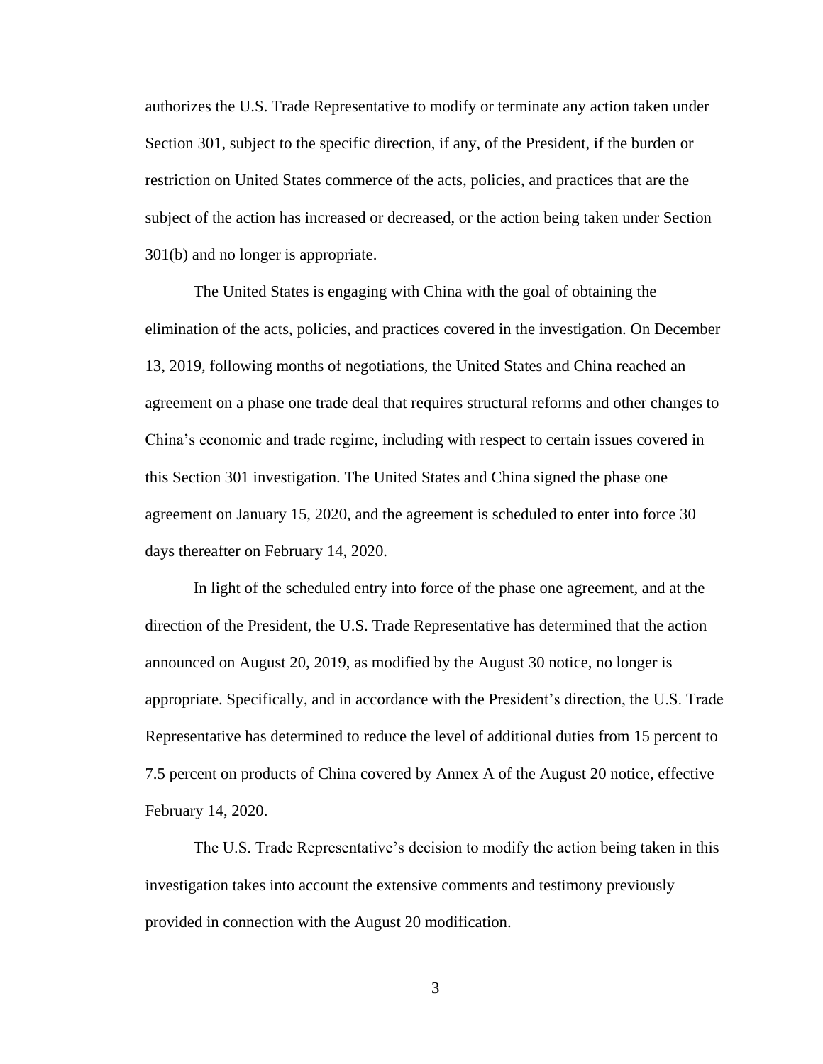authorizes the U.S. Trade Representative to modify or terminate any action taken under Section 301, subject to the specific direction, if any, of the President, if the burden or restriction on United States commerce of the acts, policies, and practices that are the subject of the action has increased or decreased, or the action being taken under Section 301(b) and no longer is appropriate.

The United States is engaging with China with the goal of obtaining the elimination of the acts, policies, and practices covered in the investigation. On December 13, 2019, following months of negotiations, the United States and China reached an agreement on a phase one trade deal that requires structural reforms and other changes to China's economic and trade regime, including with respect to certain issues covered in this Section 301 investigation. The United States and China signed the phase one agreement on January 15, 2020, and the agreement is scheduled to enter into force 30 days thereafter on February 14, 2020.

In light of the scheduled entry into force of the phase one agreement, and at the direction of the President, the U.S. Trade Representative has determined that the action announced on August 20, 2019, as modified by the August 30 notice, no longer is appropriate. Specifically, and in accordance with the President's direction, the U.S. Trade Representative has determined to reduce the level of additional duties from 15 percent to 7.5 percent on products of China covered by Annex A of the August 20 notice, effective February 14, 2020.

The U.S. Trade Representative's decision to modify the action being taken in this investigation takes into account the extensive comments and testimony previously provided in connection with the August 20 modification.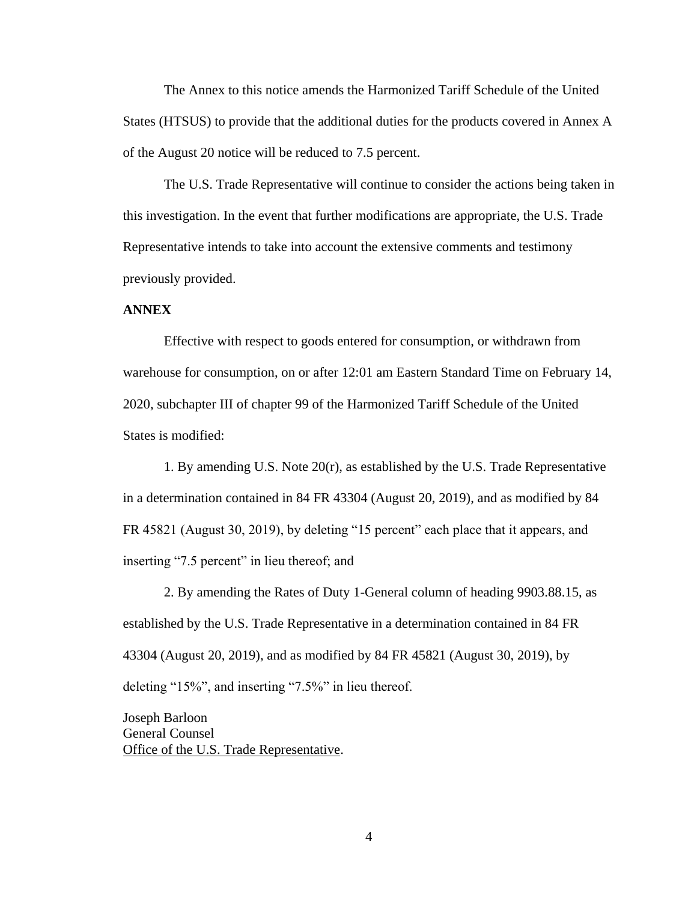The Annex to this notice amends the Harmonized Tariff Schedule of the United States (HTSUS) to provide that the additional duties for the products covered in Annex A of the August 20 notice will be reduced to 7.5 percent.

The U.S. Trade Representative will continue to consider the actions being taken in this investigation. In the event that further modifications are appropriate, the U.S. Trade Representative intends to take into account the extensive comments and testimony previously provided.

**ANNEX**

Effective with respect to goods entered for consumption, or withdrawn from warehouse for consumption, on or after 12:01 am Eastern Standard Time on February 14, 2020, subchapter III of chapter 99 of the Harmonized Tariff Schedule of the United States is modified:

1. By amending U.S. Note 20(r), as established by the U.S. Trade Representative in a determination contained in 84 FR 43304 (August 20, 2019), and as modified by 84 FR 45821 (August 30, 2019), by deleting "15 percent" each place that it appears, and inserting "7.5 percent" in lieu thereof; and

2. By amending the Rates of Duty 1-General column of heading 9903.88.15, as established by the U.S. Trade Representative in a determination contained in 84 FR 43304 (August 20, 2019), and as modified by 84 FR 45821 (August 30, 2019), by deleting "15%", and inserting "7.5%" in lieu thereof.

Joseph Barloon
General Counsel
Office of the U.S. Trade Representative.